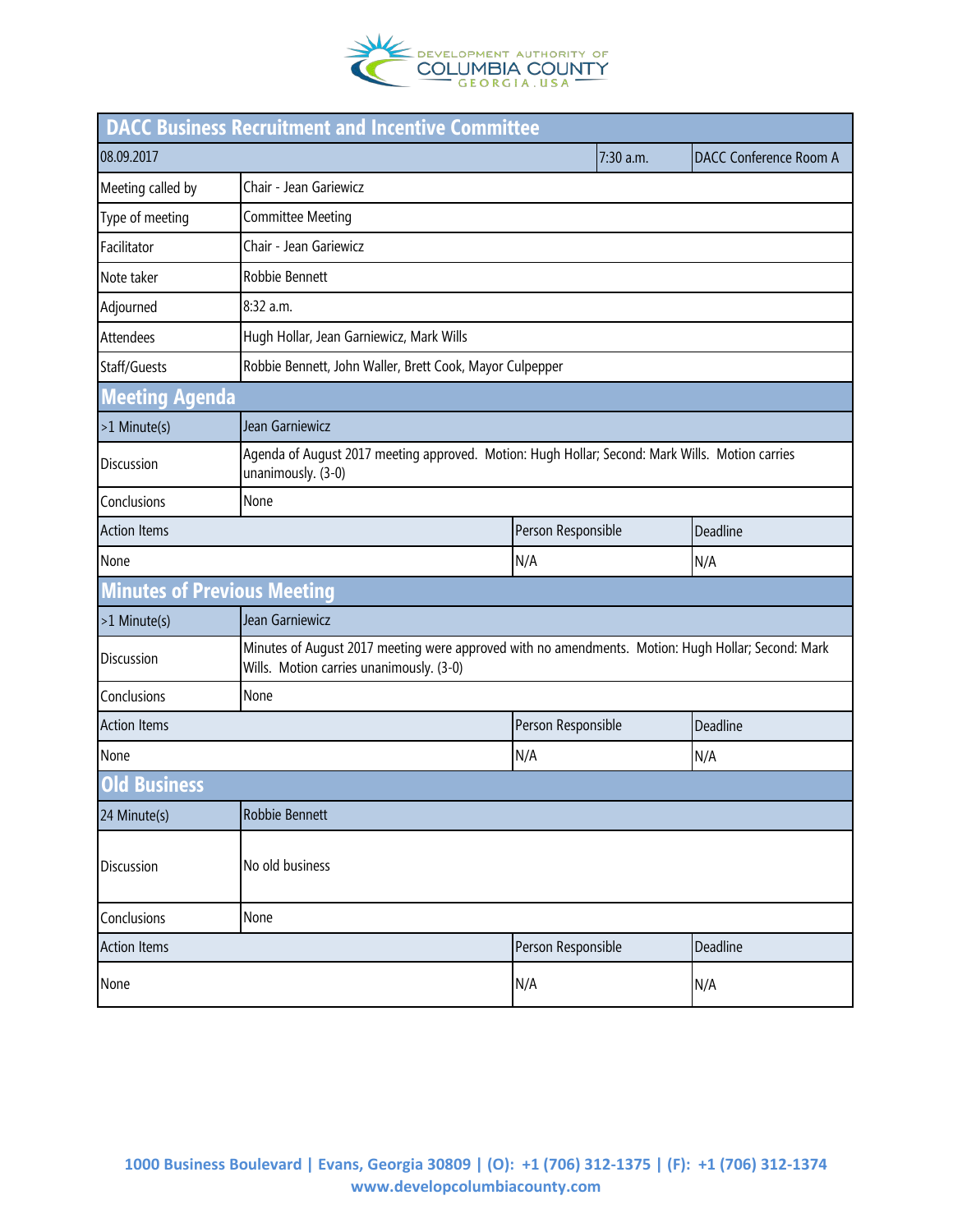DEVELOPMENT AUTHORITY OF COLUMBIA COUNTY GEORGIA . USA

# DACC Business Recruitment and Incentive Committee

| 08.09.2017 | | 7:30 a.m. | DACC Conference Room A |
|---|---|---|---|
| Meeting called by | Chair - Jean Gariewicz | | |
| Type of meeting | Committee Meeting | | |
| Facilitator | Chair - Jean Gariewicz | | |
| Note taker | Robbie Bennett | | |
| Adjourned | 8:32 a.m. | | |
| Attendees | Hugh Hollar, Jean Garniewicz, Mark Wills | | |
| Staff/Guests | Robbie Bennett, John Waller, Brett Cook, Mayor Culpepper | | |

## Meeting Agenda

| >1 Minute(s) | Jean Garniewicz | |
|---|---|---|
| Discussion | Agenda of August 2017 meeting approved. Motion: Hugh Hollar; Second: Mark Wills. Motion carries unanimously. (3-0) | |
| Conclusions | None | |
| **Action Items** | **Person Responsible** | **Deadline** |
| None | N/A | N/A |

## Minutes of Previous Meeting

| >1 Minute(s) | Jean Garniewicz | |
|---|---|---|
| Discussion | Minutes of August 2017 meeting were approved with no amendments. Motion: Hugh Hollar; Second: Mark Wills. Motion carries unanimously. (3-0) | |
| Conclusions | None | |
| **Action Items** | **Person Responsible** | **Deadline** |
| None | N/A | N/A |

## Old Business

| 24 Minute(s) | Robbie Bennett | |
|---|---|---|
| Discussion | No old business | |
| Conclusions | None | |
| **Action Items** | **Person Responsible** | **Deadline** |
| None | N/A | N/A |

1000 Business Boulevard | Evans, Georgia 30809 | (O): +1 (706) 312-1375 | (F): +1 (706) 312-1374
www.developcolumbiacounty.com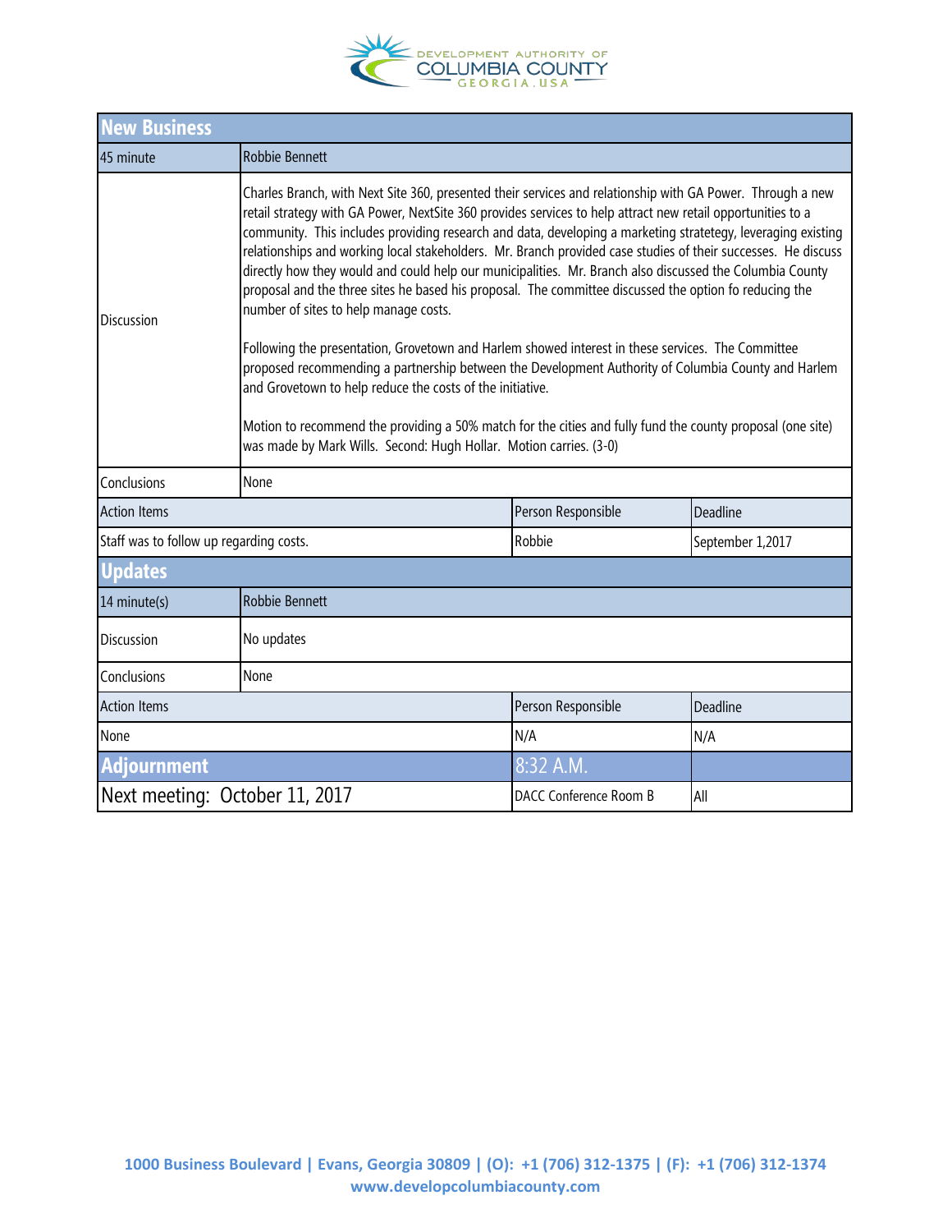| New Business | | | |
|---|---|---|---|
| 45 minute | Robbie Bennett | | |
| Discussion | Charles Branch, with Next Site 360, presented their services and relationship with GA Power. Through a new retail strategy with GA Power, NextSite 360 provides services to help attract new retail opportunities to a community. This includes providing research and data, developing a marketing stratetegy, leveraging existing relationships and working local stakeholders. Mr. Branch provided case studies of their successes. He discuss directly how they would and could help our municipalities. Mr. Branch also discussed the Columbia County proposal and the three sites he based his proposal. The committee discussed the option fo reducing the number of sites to help manage costs.<br><br>Following the presentation, Grovetown and Harlem showed interest in these services. The Committee proposed recommending a partnership between the Development Authority of Columbia County and Harlem and Grovetown to help reduce the costs of the initiative.<br><br>Motion to recommend the providing a 50% match for the cities and fully fund the county proposal (one site) was made by Mark Wills. Second: Hugh Hollar. Motion carries. (3-0) | | |
| Conclusions | None | | |
| Action Items | | Person Responsible | Deadline |
| Staff was to follow up regarding costs. | | Robbie | September 1,2017 |
| **Updates** | | | |
| 14 minute(s) | Robbie Bennett | | |
| Discussion | No updates | | |
| Conclusions | None | | |
| Action Items | | Person Responsible | Deadline |
| None | | N/A | N/A |
| **Adjournment** | | 8:32 A.M. | |
| Next meeting: October 11, 2017 | | DACC Conference Room B | All |

1000 Business Boulevard | Evans, Georgia 30809 | (O): +1 (706) 312-1375 | (F): +1 (706) 312-1374
www.developcolumbiacounty.com